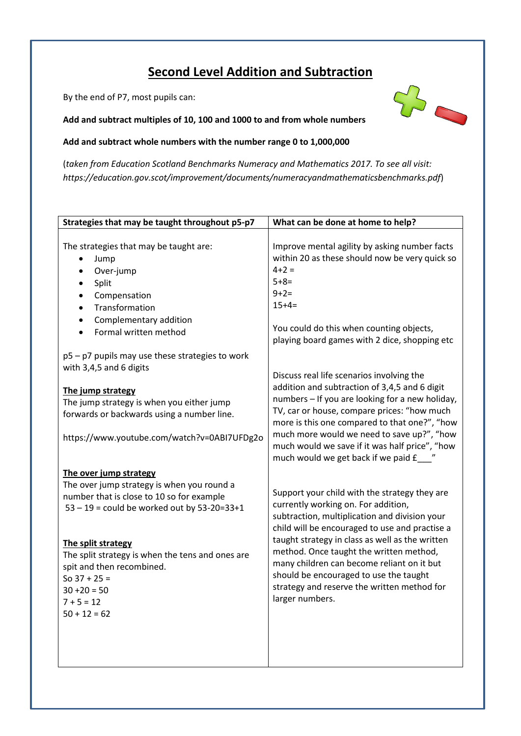# Second Level Addition and Subtraction

By the end of P7, most pupils can:

**Add and subtract multiples of 10, 100 and 1000 to and from whole numbers**

**Add and subtract whole numbers with the number range 0 to 1,000,000**

(*taken from Education Scotland Benchmarks Numeracy and Mathematics 2017. To see all visit: https://education.gov.scot/improvement/documents/numeracyandmathematicsbenchmarks.pdf*)

| Strategies that may be taught throughout p5-p7 | What can be done at home to help? |
|---|---|
| The strategies that may be taught are:<br>• Jump<br>• Over-jump<br>• Split<br>• Compensation<br>• Transformation<br>• Complementary addition<br>• Formal written method<br><br>p5 – p7 pupils may use these strategies to work with 3,4,5 and 6 digits<br><br>**The jump strategy**<br>The jump strategy is when you either jump forwards or backwards using a number line.<br><br>https://www.youtube.com/watch?v=0ABI7UFDg2o<br><br>**The over jump strategy**<br>The over jump strategy is when you round a number that is close to 10 so for example 53 – 19 = could be worked out by 53-20=33+1<br><br>**The split strategy**<br>The split strategy is when the tens and ones are spit and then recombined.<br>So 37 + 25 =<br>30 +20 = 50<br>7 + 5 = 12<br>50 + 12 = 62 | Improve mental agility by asking number facts within 20 as these should now be very quick so<br>4+2 =<br>5+8=<br>9+2=<br>15+4=<br><br>You could do this when counting objects, playing board games with 2 dice, shopping etc<br><br>Discuss real life scenarios involving the addition and subtraction of 3,4,5 and 6 digit numbers – If you are looking for a new holiday, TV, car or house, compare prices: "how much more is this one compared to that one?", "how much more would we need to save up?", "how much would we save if it was half price", "how much would we get back if we paid £___"<br><br>Support your child with the strategy they are currently working on. For addition, subtraction, multiplication and division your child will be encouraged to use and practise a taught strategy in class as well as the written method. Once taught the written method, many children can become reliant on it but should be encouraged to use the taught strategy and reserve the written method for larger numbers. |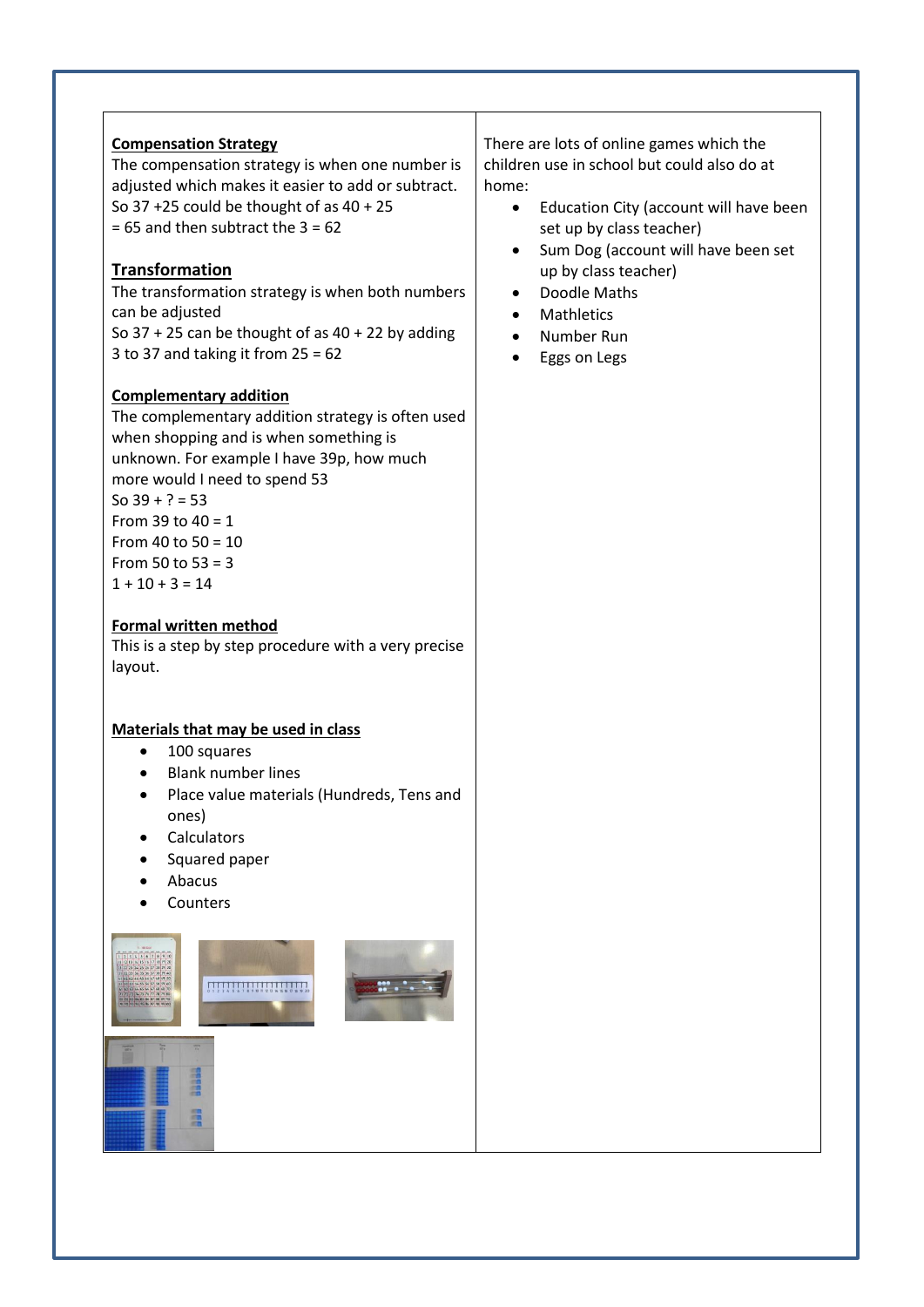**Compensation Strategy**

The compensation strategy is when one number is adjusted which makes it easier to add or subtract.
So 37 +25 could be thought of as 40 + 25
= 65 and then subtract the 3 = 62

**Transformation**

The transformation strategy is when both numbers can be adjusted
So 37 + 25 can be thought of as 40 + 22 by adding 3 to 37 and taking it from 25 = 62

**Complementary addition**

The complementary addition strategy is often used when shopping and is when something is unknown. For example I have 39p, how much more would I need to spend 53
So 39 + ? = 53
From 39 to 40 = 1
From 40 to 50 = 10
From 50 to 53 = 3
1 + 10 + 3 = 14

**Formal written method**

This is a step by step procedure with a very precise layout.

**Materials that may be used in class**

- 100 squares
- Blank number lines
- Place value materials (Hundreds, Tens and ones)
- Calculators
- Squared paper
- Abacus
- Counters

There are lots of online games which the children use in school but could also do at home:

- Education City (account will have been set up by class teacher)
- Sum Dog (account will have been set up by class teacher)
- Doodle Maths
- Mathletics
- Number Run
- Eggs on Legs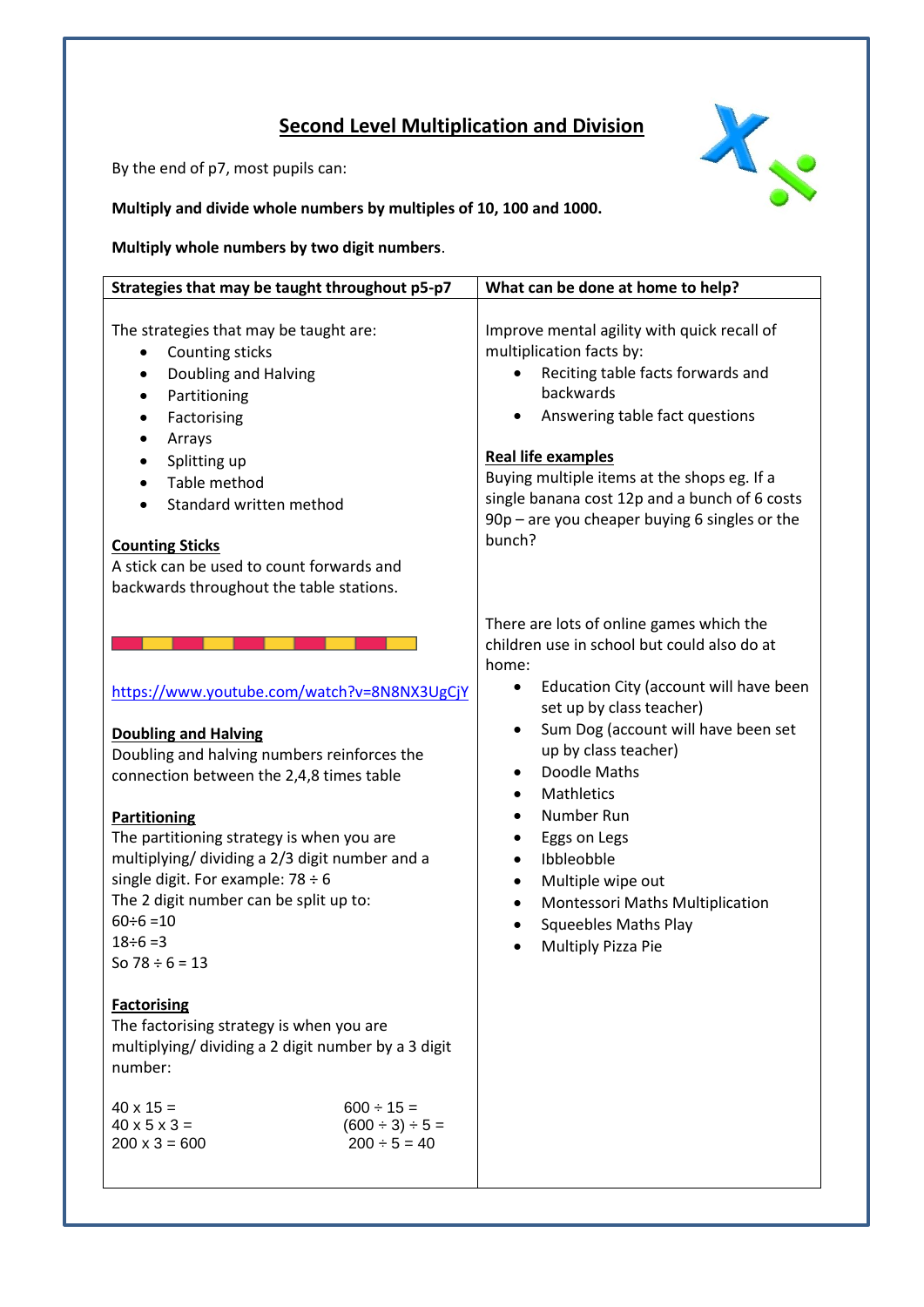# Second Level Multiplication and Division

By the end of p7, most pupils can:

**Multiply and divide whole numbers by multiples of 10, 100 and 1000.**

**Multiply whole numbers by two digit numbers**.

## Strategies that may be taught throughout p5-p7

The strategies that may be taught are:

- Counting sticks
- Doubling and Halving
- Partitioning
- Factorising
- Arrays
- Splitting up
- Table method
- Standard written method

**Counting Sticks**

A stick can be used to count forwards and backwards throughout the table stations.

https://www.youtube.com/watch?v=8N8NX3UgCjY

**Doubling and Halving**

Doubling and halving numbers reinforces the connection between the 2,4,8 times table

**Partitioning**

The partitioning strategy is when you are multiplying/ dividing a 2/3 digit number and a single digit. For example: 78 ÷ 6

The 2 digit number can be split up to:

60÷6 =10

18÷6 =3

So 78 ÷ 6 = 13

**Factorising**

The factorising strategy is when you are multiplying/ dividing a 2 digit number by a 3 digit number:

40 x 15 =
40 x 5 x 3 =
200 x 3 = 600

600 ÷ 15 =
(600 ÷ 3) ÷ 5 =
200 ÷ 5 = 40

## What can be done at home to help?

Improve mental agility with quick recall of multiplication facts by:

- Reciting table facts forwards and backwards
- Answering table fact questions

**Real life examples**

Buying multiple items at the shops eg. If a single banana cost 12p and a bunch of 6 costs 90p – are you cheaper buying 6 singles or the bunch?

There are lots of online games which the children use in school but could also do at home:

- Education City (account will have been set up by class teacher)
- Sum Dog (account will have been set up by class teacher)
- Doodle Maths
- Mathletics
- Number Run
- Eggs on Legs
- Ibbleobble
- Multiple wipe out
- Montessori Maths Multiplication
- Squeebles Maths Play
- Multiply Pizza Pie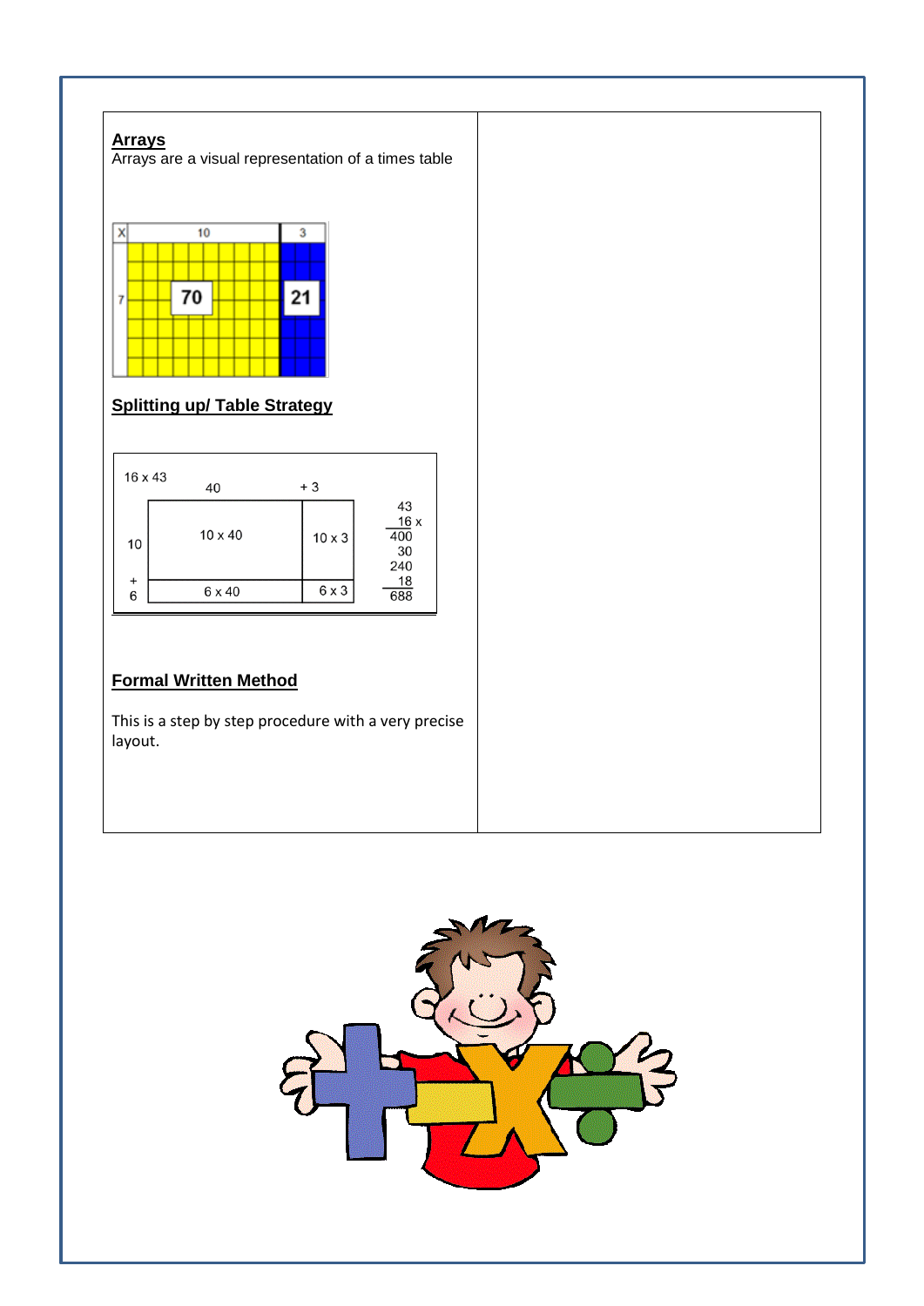## Arrays

Arrays are a visual representation of a times table

| x | 10 | 3 |
|---|---|---|
| 7 | 70 | 21 |

## Splitting up/ Table Strategy

16 x 43

| | 40 | + 3 |
|---|---|---|
| 10 | 10 x 40 | 10 x 3 |
| + 6 | 6 x 40 | 6 x 3 |

```
  43
  16 x
 400
  30
 240
  18
 688
```

## Formal Written Method

This is a step by step procedure with a very precise layout.